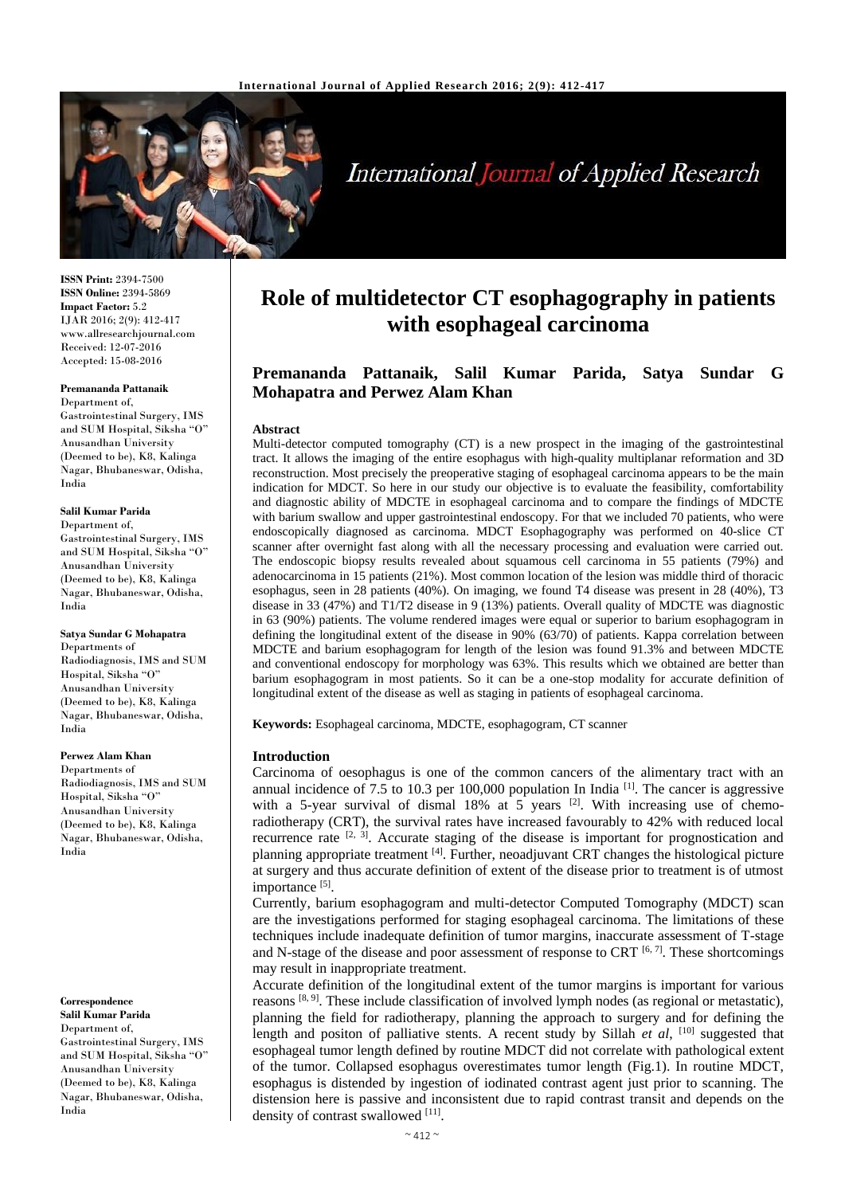ISSN Print: 2394-7500
ISSN Online: 2394-5869
Impact Factor: 5.2
IJAR 2016; 2(9): 412-417
www.allresearchjournal.com
Received: 12-07-2016
Accepted: 15-08-2016

**Premananda Pattanaik**
Department of, Gastrointestinal Surgery, IMS and SUM Hospital, Siksha "O" Anusandhan University (Deemed to be), K8, Kalinga Nagar, Bhubaneswar, Odisha, India

**Salil Kumar Parida**
Department of, Gastrointestinal Surgery, IMS and SUM Hospital, Siksha "O" Anusandhan University (Deemed to be), K8, Kalinga Nagar, Bhubaneswar, Odisha, India

**Satya Sundar G Mohapatra**
Departments of Radiodiagnosis, IMS and SUM Hospital, Siksha "O" Anusandhan University (Deemed to be), K8, Kalinga Nagar, Bhubaneswar, Odisha, India

**Perwez Alam Khan**
Departments of Radiodiagnosis, IMS and SUM Hospital, Siksha "O" Anusandhan University (Deemed to be), K8, Kalinga Nagar, Bhubaneswar, Odisha, India

**Correspondence**
**Salil Kumar Parida**
Department of, Gastrointestinal Surgery, IMS and SUM Hospital, Siksha "O" Anusandhan University (Deemed to be), K8, Kalinga Nagar, Bhubaneswar, Odisha, India

# Role of multidetector CT esophagography in patients with esophageal carcinoma

## Premananda Pattanaik, Salil Kumar Parida, Satya Sundar G Mohapatra and Perwez Alam Khan

### Abstract

Multi-detector computed tomography (CT) is a new prospect in the imaging of the gastrointestinal tract. It allows the imaging of the entire esophagus with high-quality multiplanar reformation and 3D reconstruction. Most precisely the preoperative staging of esophageal carcinoma appears to be the main indication for MDCT. So here in our study our objective is to evaluate the feasibility, comfortability and diagnostic ability of MDCTE in esophageal carcinoma and to compare the findings of MDCTE with barium swallow and upper gastrointestinal endoscopy. For that we included 70 patients, who were endoscopically diagnosed as carcinoma. MDCT Esophagography was performed on 40-slice CT scanner after overnight fast along with all the necessary processing and evaluation were carried out. The endoscopic biopsy results revealed about squamous cell carcinoma in 55 patients (79%) and adenocarcinoma in 15 patients (21%). Most common location of the lesion was middle third of thoracic esophagus, seen in 28 patients (40%). On imaging, we found T4 disease was present in 28 (40%), T3 disease in 33 (47%) and T1/T2 disease in 9 (13%) patients. Overall quality of MDCTE was diagnostic in 63 (90%) patients. The volume rendered images were equal or superior to barium esophagogram in defining the longitudinal extent of the disease in 90% (63/70) of patients. Kappa correlation between MDCTE and barium esophagogram for length of the lesion was found 91.3% and between MDCTE and conventional endoscopy for morphology was 63%. This results which we obtained are better than barium esophagogram in most patients. So it can be a one-stop modality for accurate definition of longitudinal extent of the disease as well as staging in patients of esophageal carcinoma.

**Keywords:** Esophageal carcinoma, MDCTE, esophagogram, CT scanner

### Introduction

Carcinoma of oesophagus is one of the common cancers of the alimentary tract with an annual incidence of 7.5 to 10.3 per 100,000 population In India [1]. The cancer is aggressive with a 5-year survival of dismal 18% at 5 years [2]. With increasing use of chemo-radiotherapy (CRT), the survival rates have increased favourably to 42% with reduced local recurrence rate [2, 3]. Accurate staging of the disease is important for prognostication and planning appropriate treatment [4]. Further, neoadjuvant CRT changes the histological picture at surgery and thus accurate definition of extent of the disease prior to treatment is of utmost importance [5].

Currently, barium esophagogram and multi-detector Computed Tomography (MDCT) scan are the investigations performed for staging esophageal carcinoma. The limitations of these techniques include inadequate definition of tumor margins, inaccurate assessment of T-stage and N-stage of the disease and poor assessment of response to CRT [6, 7]. These shortcomings may result in inappropriate treatment.

Accurate definition of the longitudinal extent of the tumor margins is important for various reasons [8, 9]. These include classification of involved lymph nodes (as regional or metastatic), planning the field for radiotherapy, planning the approach to surgery and for defining the length and positon of palliative stents. A recent study by Sillah *et al*, [10] suggested that esophageal tumor length defined by routine MDCT did not correlate with pathological extent of the tumor. Collapsed esophagus overestimates tumor length (Fig.1). In routine MDCT, esophagus is distended by ingestion of iodinated contrast agent just prior to scanning. The distension here is passive and inconsistent due to rapid contrast transit and depends on the density of contrast swallowed [11].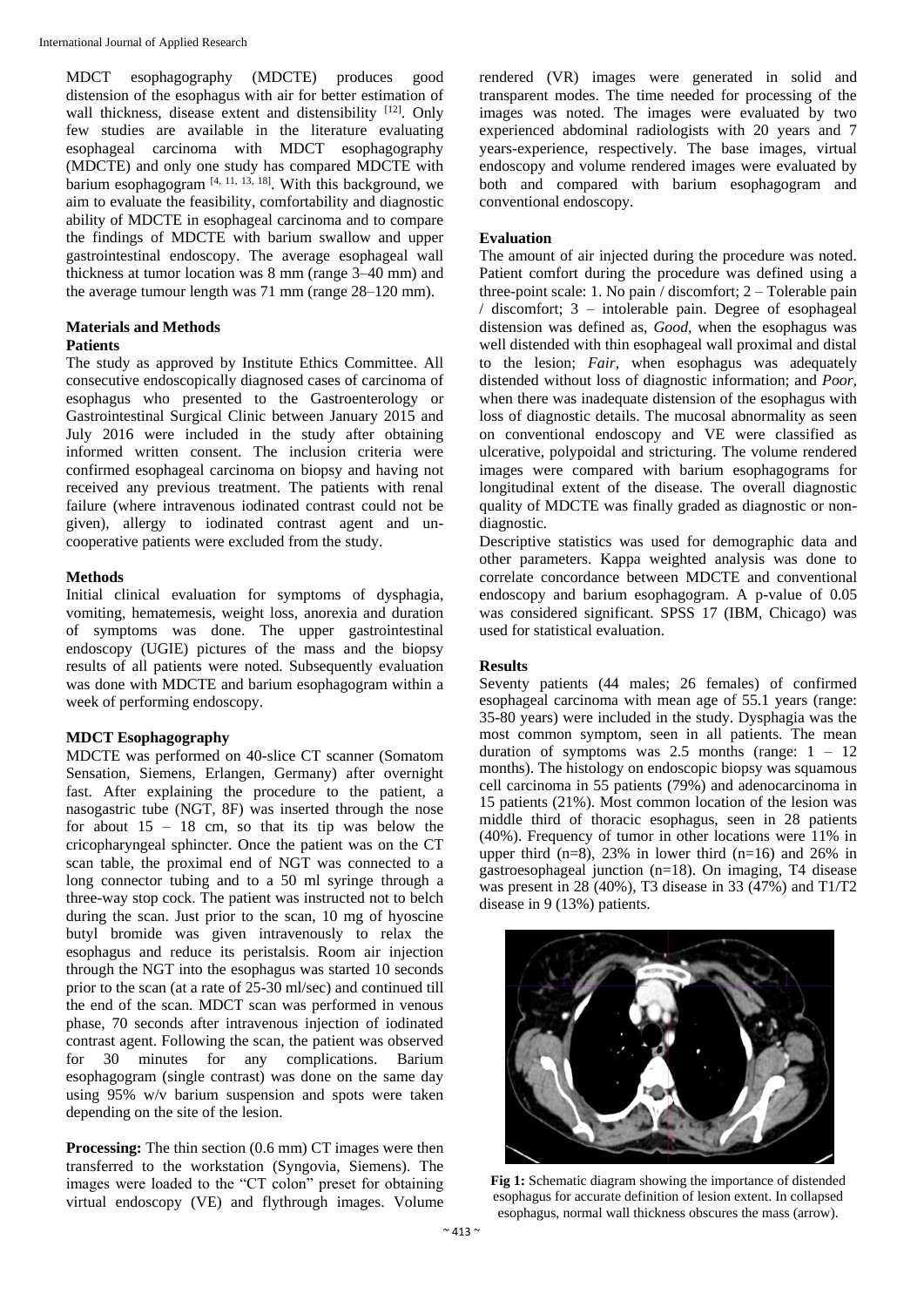MDCT esophagography (MDCTE) produces good distension of the esophagus with air for better estimation of wall thickness, disease extent and distensibility [12]. Only few studies are available in the literature evaluating esophageal carcinoma with MDCT esophagography (MDCTE) and only one study has compared MDCTE with barium esophagogram [4, 11, 13, 18]. With this background, we aim to evaluate the feasibility, comfortability and diagnostic ability of MDCTE in esophageal carcinoma and to compare the findings of MDCTE with barium swallow and upper gastrointestinal endoscopy. The average esophageal wall thickness at tumor location was 8 mm (range 3–40 mm) and the average tumour length was 71 mm (range 28–120 mm).

## Materials and Methods

### Patients

The study as approved by Institute Ethics Committee. All consecutive endoscopically diagnosed cases of carcinoma of esophagus who presented to the Gastroenterology or Gastrointestinal Surgical Clinic between January 2015 and July 2016 were included in the study after obtaining informed written consent. The inclusion criteria were confirmed esophageal carcinoma on biopsy and having not received any previous treatment. The patients with renal failure (where intravenous iodinated contrast could not be given), allergy to iodinated contrast agent and un-cooperative patients were excluded from the study.

### Methods

Initial clinical evaluation for symptoms of dysphagia, vomiting, hematemesis, weight loss, anorexia and duration of symptoms was done. The upper gastrointestinal endoscopy (UGIE) pictures of the mass and the biopsy results of all patients were noted. Subsequently evaluation was done with MDCTE and barium esophagogram within a week of performing endoscopy.

### MDCT Esophagography

MDCTE was performed on 40-slice CT scanner (Somatom Sensation, Siemens, Erlangen, Germany) after overnight fast. After explaining the procedure to the patient, a nasogastric tube (NGT, 8F) was inserted through the nose for about 15 – 18 cm, so that its tip was below the cricopharyngeal sphincter. Once the patient was on the CT scan table, the proximal end of NGT was connected to a long connector tubing and to a 50 ml syringe through a three-way stop cock. The patient was instructed not to belch during the scan. Just prior to the scan, 10 mg of hyoscine butyl bromide was given intravenously to relax the esophagus and reduce its peristalsis. Room air injection through the NGT into the esophagus was started 10 seconds prior to the scan (at a rate of 25-30 ml/sec) and continued till the end of the scan. MDCT scan was performed in venous phase, 70 seconds after intravenous injection of iodinated contrast agent. Following the scan, the patient was observed for 30 minutes for any complications. Barium esophagogram (single contrast) was done on the same day using 95% w/v barium suspension and spots were taken depending on the site of the lesion.

**Processing:** The thin section (0.6 mm) CT images were then transferred to the workstation (Syngovia, Siemens). The images were loaded to the "CT colon" preset for obtaining virtual endoscopy (VE) and flythrough images. Volume rendered (VR) images were generated in solid and transparent modes. The time needed for processing of the images was noted. The images were evaluated by two experienced abdominal radiologists with 20 years and 7 years-experience, respectively. The base images, virtual endoscopy and volume rendered images were evaluated by both and compared with barium esophagogram and conventional endoscopy.

### Evaluation

The amount of air injected during the procedure was noted. Patient comfort during the procedure was defined using a three-point scale: 1. No pain / discomfort; 2 – Tolerable pain / discomfort; 3 – intolerable pain. Degree of esophageal distension was defined as, *Good,* when the esophagus was well distended with thin esophageal wall proximal and distal to the lesion; *Fair,* when esophagus was adequately distended without loss of diagnostic information; and *Poor,* when there was inadequate distension of the esophagus with loss of diagnostic details. The mucosal abnormality as seen on conventional endoscopy and VE were classified as ulcerative, polypoidal and stricturing. The volume rendered images were compared with barium esophagograms for longitudinal extent of the disease. The overall diagnostic quality of MDCTE was finally graded as diagnostic or non-diagnostic.

Descriptive statistics was used for demographic data and other parameters. Kappa weighted analysis was done to correlate concordance between MDCTE and conventional endoscopy and barium esophagogram. A p-value of 0.05 was considered significant. SPSS 17 (IBM, Chicago) was used for statistical evaluation.

## Results

Seventy patients (44 males; 26 females) of confirmed esophageal carcinoma with mean age of 55.1 years (range: 35-80 years) were included in the study. Dysphagia was the most common symptom, seen in all patients. The mean duration of symptoms was 2.5 months (range: 1 – 12 months). The histology on endoscopic biopsy was squamous cell carcinoma in 55 patients (79%) and adenocarcinoma in 15 patients (21%). Most common location of the lesion was middle third of thoracic esophagus, seen in 28 patients (40%). Frequency of tumor in other locations were 11% in upper third (n=8), 23% in lower third (n=16) and 26% in gastroesophageal junction (n=18). On imaging, T4 disease was present in 28 (40%), T3 disease in 33 (47%) and T1/T2 disease in 9 (13%) patients.

**Fig 1:** Schematic diagram showing the importance of distended esophagus for accurate definition of lesion extent. In collapsed esophagus, normal wall thickness obscures the mass (arrow).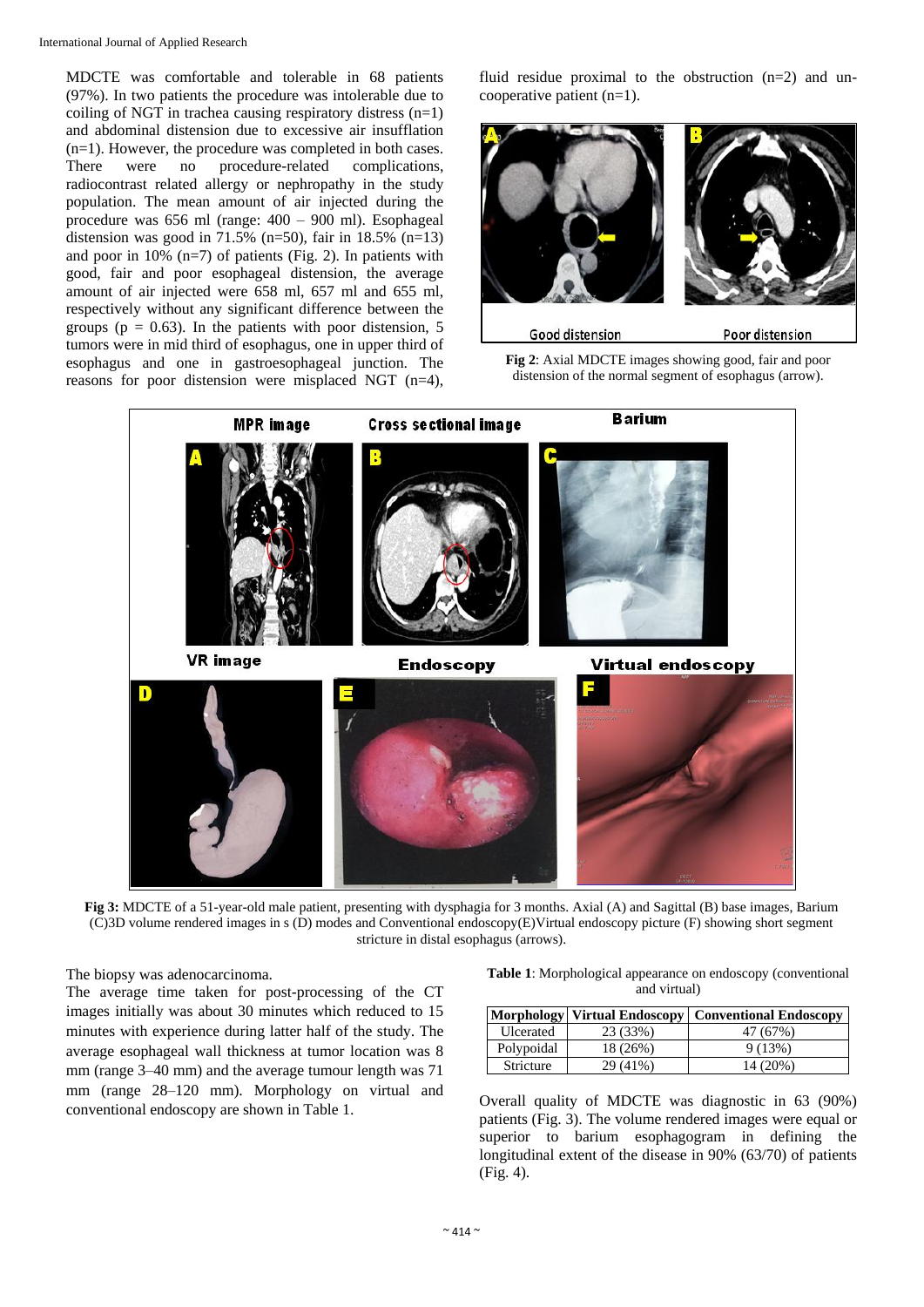MDCTE was comfortable and tolerable in 68 patients (97%). In two patients the procedure was intolerable due to coiling of NGT in trachea causing respiratory distress (n=1) and abdominal distension due to excessive air insufflation (n=1). However, the procedure was completed in both cases. There were no procedure-related complications, radiocontrast related allergy or nephropathy in the study population. The mean amount of air injected during the procedure was 656 ml (range: 400 – 900 ml). Esophageal distension was good in 71.5% (n=50), fair in 18.5% (n=13) and poor in 10% (n=7) of patients (Fig. 2). In patients with good, fair and poor esophageal distension, the average amount of air injected were 658 ml, 657 ml and 655 ml, respectively without any significant difference between the groups (p = 0.63). In the patients with poor distension, 5 tumors were in mid third of esophagus, one in upper third of esophagus and one in gastroesophageal junction. The reasons for poor distension were misplaced NGT (n=4), fluid residue proximal to the obstruction (n=2) and un-cooperative patient (n=1).

**Fig 2**: Axial MDCTE images showing good, fair and poor distension of the normal segment of esophagus (arrow).

**Fig 3:** MDCTE of a 51-year-old male patient, presenting with dysphagia for 3 months. Axial (A) and Sagittal (B) base images, Barium (C)3D volume rendered images in s (D) modes and Conventional endoscopy(E)Virtual endoscopy picture (F) showing short segment stricture in distal esophagus (arrows).

The biopsy was adenocarcinoma.

The average time taken for post-processing of the CT images initially was about 30 minutes which reduced to 15 minutes with experience during latter half of the study. The average esophageal wall thickness at tumor location was 8 mm (range 3–40 mm) and the average tumour length was 71 mm (range 28–120 mm). Morphology on virtual and conventional endoscopy are shown in Table 1.

**Table 1**: Morphological appearance on endoscopy (conventional and virtual)

| Morphology | Virtual Endoscopy | Conventional Endoscopy |
|---|---|---|
| Ulcerated | 23 (33%) | 47 (67%) |
| Polypoidal | 18 (26%) | 9 (13%) |
| Stricture | 29 (41%) | 14 (20%) |

Overall quality of MDCTE was diagnostic in 63 (90%) patients (Fig. 3). The volume rendered images were equal or superior to barium esophagogram in defining the longitudinal extent of the disease in 90% (63/70) of patients (Fig. 4).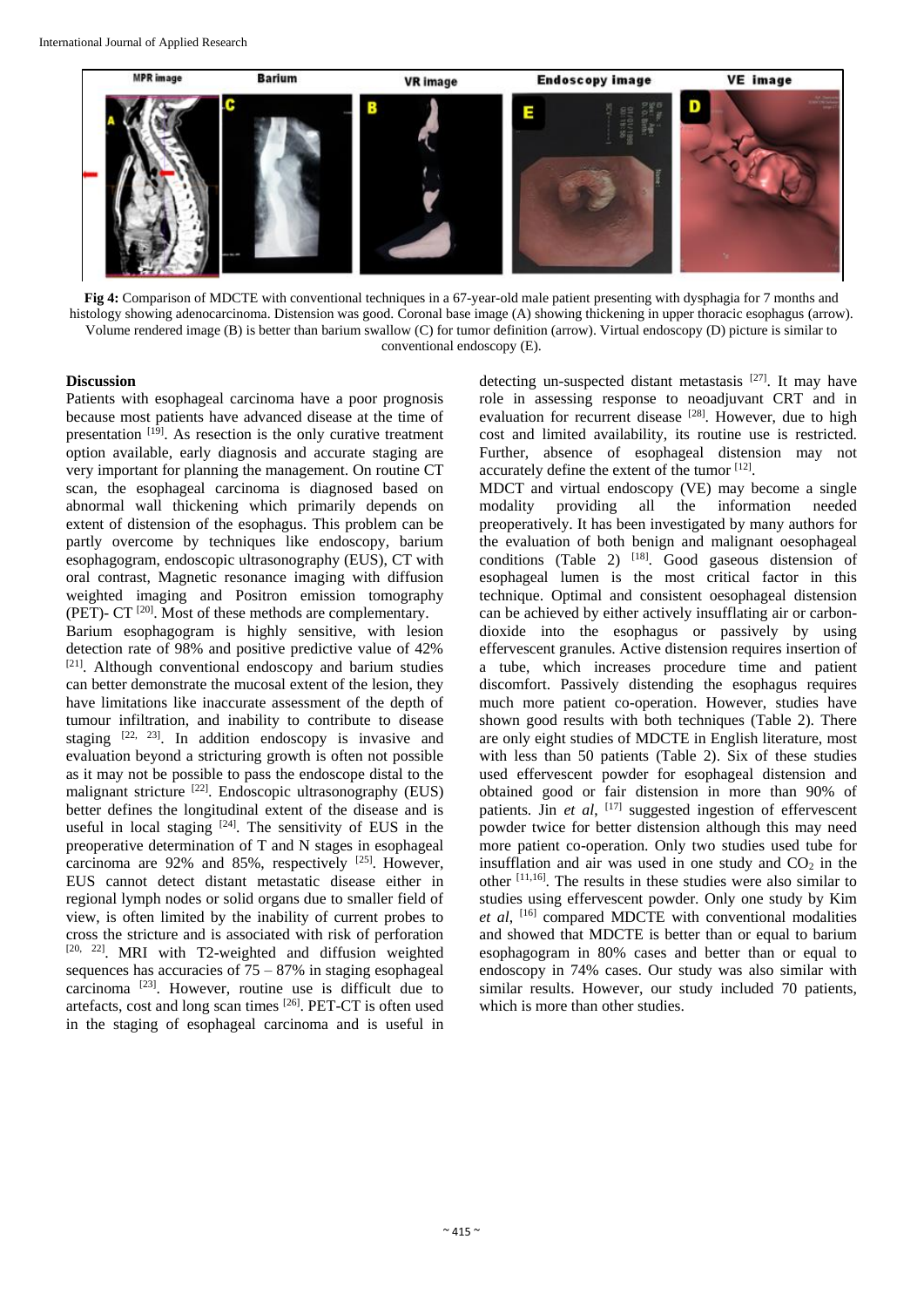**Fig 4:** Comparison of MDCTE with conventional techniques in a 67-year-old male patient presenting with dysphagia for 7 months and histology showing adenocarcinoma. Distension was good. Coronal base image (A) showing thickening in upper thoracic esophagus (arrow). Volume rendered image (B) is better than barium swallow (C) for tumor definition (arrow). Virtual endoscopy (D) picture is similar to conventional endoscopy (E).

## Discussion

Patients with esophageal carcinoma have a poor prognosis because most patients have advanced disease at the time of presentation [19]. As resection is the only curative treatment option available, early diagnosis and accurate staging are very important for planning the management. On routine CT scan, the esophageal carcinoma is diagnosed based on abnormal wall thickening which primarily depends on extent of distension of the esophagus. This problem can be partly overcome by techniques like endoscopy, barium esophagogram, endoscopic ultrasonography (EUS), CT with oral contrast, Magnetic resonance imaging with diffusion weighted imaging and Positron emission tomography (PET)- CT [20]. Most of these methods are complementary.

Barium esophagogram is highly sensitive, with lesion detection rate of 98% and positive predictive value of 42% [21]. Although conventional endoscopy and barium studies can better demonstrate the mucosal extent of the lesion, they have limitations like inaccurate assessment of the depth of tumour infiltration, and inability to contribute to disease staging [22, 23]. In addition endoscopy is invasive and evaluation beyond a stricturing growth is often not possible as it may not be possible to pass the endoscope distal to the malignant stricture [22]. Endoscopic ultrasonography (EUS) better defines the longitudinal extent of the disease and is useful in local staging [24]. The sensitivity of EUS in the preoperative determination of T and N stages in esophageal carcinoma are 92% and 85%, respectively [25]. However, EUS cannot detect distant metastatic disease either in regional lymph nodes or solid organs due to smaller field of view, is often limited by the inability of current probes to cross the stricture and is associated with risk of perforation [20, 22]. MRI with T2-weighted and diffusion weighted sequences has accuracies of 75 – 87% in staging esophageal carcinoma [23]. However, routine use is difficult due to artefacts, cost and long scan times [26]. PET-CT is often used in the staging of esophageal carcinoma and is useful in detecting un-suspected distant metastasis [27]. It may have role in assessing response to neoadjuvant CRT and in evaluation for recurrent disease [28]. However, due to high cost and limited availability, its routine use is restricted. Further, absence of esophageal distension may not accurately define the extent of the tumor [12].

MDCT and virtual endoscopy (VE) may become a single modality providing all the information needed preoperatively. It has been investigated by many authors for the evaluation of both benign and malignant oesophageal conditions (Table 2) [18]. Good gaseous distension of esophageal lumen is the most critical factor in this technique. Optimal and consistent oesophageal distension can be achieved by either actively insufflating air or carbon-dioxide into the esophagus or passively by using effervescent granules. Active distension requires insertion of a tube, which increases procedure time and patient discomfort. Passively distending the esophagus requires much more patient co-operation. However, studies have shown good results with both techniques (Table 2). There are only eight studies of MDCTE in English literature, most with less than 50 patients (Table 2). Six of these studies used effervescent powder for esophageal distension and obtained good or fair distension in more than 90% of patients. Jin *et al*, [17] suggested ingestion of effervescent powder twice for better distension although this may need more patient co-operation. Only two studies used tube for insufflation and air was used in one study and $CO_2$ in the other [11,16]. The results in these studies were also similar to studies using effervescent powder. Only one study by Kim *et al*, [16] compared MDCTE with conventional modalities and showed that MDCTE is better than or equal to barium esophagogram in 80% cases and better than or equal to endoscopy in 74% cases. Our study was also similar with similar results. However, our study included 70 patients, which is more than other studies.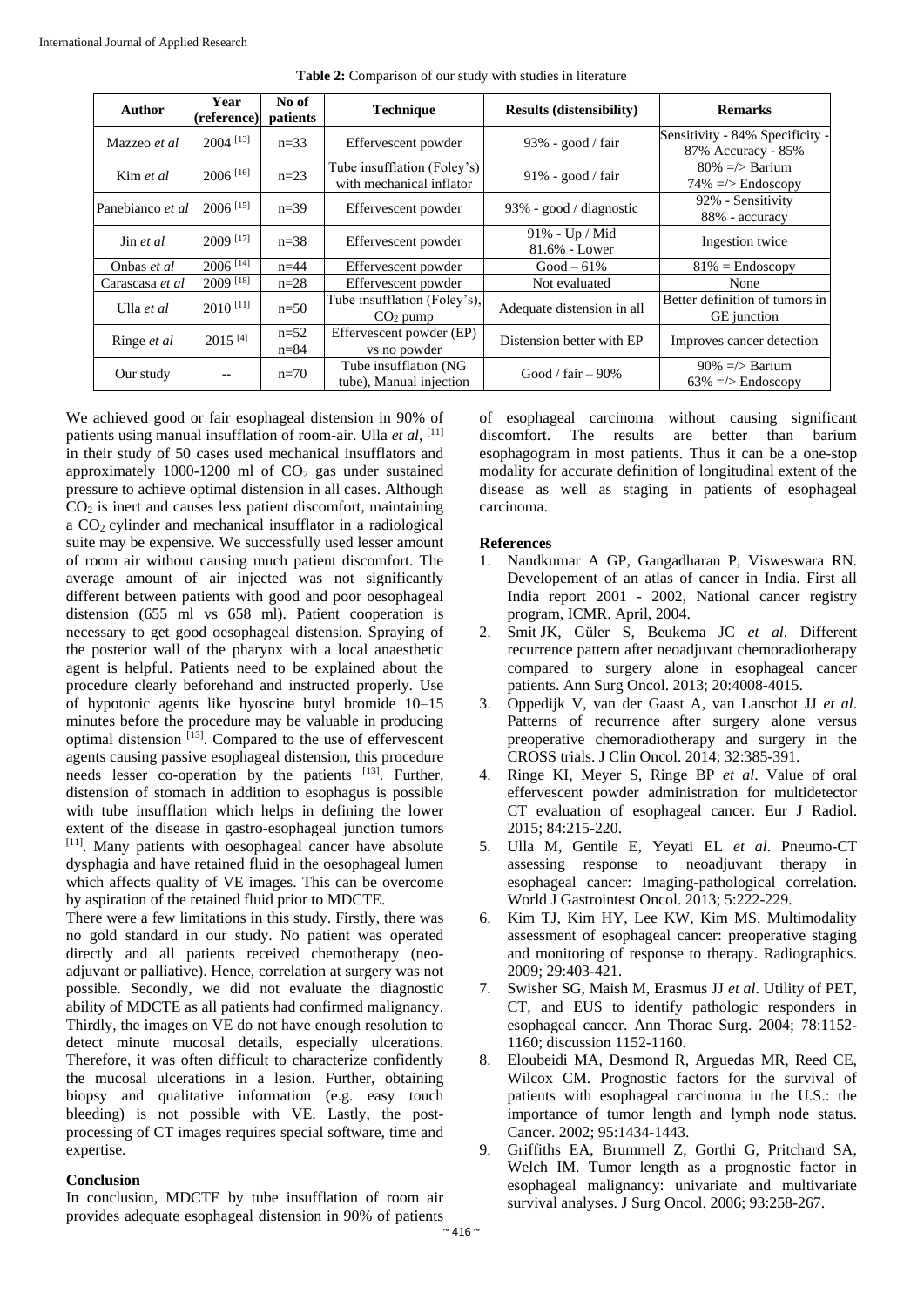**Table 2:** Comparison of our study with studies in literature

| Author | Year (reference) | No of patients | Technique | Results (distensibility) | Remarks |
|---|---|---|---|---|---|
| Mazzeo *et al* | 2004 [13] | n=33 | Effervescent powder | 93% - good / fair | Sensitivity - 84% Specificity - 87% Accuracy - 85% |
| Kim *et al* | 2006 [16] | n=23 | Tube insufflation (Foley's) with mechanical inflator | 91% - good / fair | 80% => Barium 74% => Endoscopy |
| Panebianco *et al* | 2006 [15] | n=39 | Effervescent powder | 93% - good / diagnostic | 92% - Sensitivity 88% - accuracy |
| Jin *et al* | 2009 [17] | n=38 | Effervescent powder | 91% - Up / Mid 81.6% - Lower | Ingestion twice |
| Onbas *et al* | 2006 [14] | n=44 | Effervescent powder | Good – 61% | 81% = Endoscopy |
| Carascasa *et al* | 2009 [18] | n=28 | Effervescent powder | Not evaluated | None |
| Ulla *et al* | 2010 [11] | n=50 | Tube insufflation (Foley's), $CO_2$ pump | Adequate distension in all | Better definition of tumors in GE junction |
| Ringe *et al* | 2015 [4] | n=52 n=84 | Effervescent powder (EP) vs no powder | Distension better with EP | Improves cancer detection |
| Our study | -- | n=70 | Tube insufflation (NG tube), Manual injection | Good / fair – 90% | 90% => Barium 63% => Endoscopy |

We achieved good or fair esophageal distension in 90% of patients using manual insufflation of room-air. Ulla *et al*, [11] in their study of 50 cases used mechanical insufflators and approximately 1000-1200 ml of $CO_2$ gas under sustained pressure to achieve optimal distension in all cases. Although $CO_2$ is inert and causes less patient discomfort, maintaining a $CO_2$ cylinder and mechanical insufflator in a radiological suite may be expensive. We successfully used lesser amount of room air without causing much patient discomfort. The average amount of air injected was not significantly different between patients with good and poor oesophageal distension (655 ml vs 658 ml). Patient cooperation is necessary to get good oesophageal distension. Spraying of the posterior wall of the pharynx with a local anaesthetic agent is helpful. Patients need to be explained about the procedure clearly beforehand and instructed properly. Use of hypotonic agents like hyoscine butyl bromide 10–15 minutes before the procedure may be valuable in producing optimal distension [13]. Compared to the use of effervescent agents causing passive esophageal distension, this procedure needs lesser co-operation by the patients [13]. Further, distension of stomach in addition to esophagus is possible with tube insufflation which helps in defining the lower extent of the disease in gastro-esophageal junction tumors [11]. Many patients with oesophageal cancer have absolute dysphagia and have retained fluid in the oesophageal lumen which affects quality of VE images. This can be overcome by aspiration of the retained fluid prior to MDCTE.

There were a few limitations in this study. Firstly, there was no gold standard in our study. No patient was operated directly and all patients received chemotherapy (neo-adjuvant or palliative). Hence, correlation at surgery was not possible. Secondly, we did not evaluate the diagnostic ability of MDCTE as all patients had confirmed malignancy. Thirdly, the images on VE do not have enough resolution to detect minute mucosal details, especially ulcerations. Therefore, it was often difficult to characterize confidently the mucosal ulcerations in a lesion. Further, obtaining biopsy and qualitative information (e.g. easy touch bleeding) is not possible with VE. Lastly, the post-processing of CT images requires special software, time and expertise.

## Conclusion

In conclusion, MDCTE by tube insufflation of room air provides adequate esophageal distension in 90% of patients of esophageal carcinoma without causing significant discomfort. The results are better than barium esophagogram in most patients. Thus it can be a one-stop modality for accurate definition of longitudinal extent of the disease as well as staging in patients of esophageal carcinoma.

## References

1. Nandkumar A GP, Gangadharan P, Visweswara RN. Developement of an atlas of cancer in India. First all India report 2001 - 2002, National cancer registry program, ICMR. April, 2004.
2. Smit JK, Güler S, Beukema JC *et al*. Different recurrence pattern after neoadjuvant chemoradiotherapy compared to surgery alone in esophageal cancer patients. Ann Surg Oncol. 2013; 20:4008-4015.
3. Oppedijk V, van der Gaast A, van Lanschot JJ *et al*. Patterns of recurrence after surgery alone versus preoperative chemoradiotherapy and surgery in the CROSS trials. J Clin Oncol. 2014; 32:385-391.
4. Ringe KI, Meyer S, Ringe BP *et al*. Value of oral effervescent powder administration for multidetector CT evaluation of esophageal cancer. Eur J Radiol. 2015; 84:215-220.
5. Ulla M, Gentile E, Yeyati EL *et al*. Pneumo-CT assessing response to neoadjuvant therapy in esophageal cancer: Imaging-pathological correlation. World J Gastrointest Oncol. 2013; 5:222-229.
6. Kim TJ, Kim HY, Lee KW, Kim MS. Multimodality assessment of esophageal cancer: preoperative staging and monitoring of response to therapy. Radiographics. 2009; 29:403-421.
7. Swisher SG, Maish M, Erasmus JJ *et al*. Utility of PET, CT, and EUS to identify pathologic responders in esophageal cancer. Ann Thorac Surg. 2004; 78:1152-1160; discussion 1152-1160.
8. Eloubeidi MA, Desmond R, Arguedas MR, Reed CE, Wilcox CM. Prognostic factors for the survival of patients with esophageal carcinoma in the U.S.: the importance of tumor length and lymph node status. Cancer. 2002; 95:1434-1443.
9. Griffiths EA, Brummell Z, Gorthi G, Pritchard SA, Welch IM. Tumor length as a prognostic factor in esophageal malignancy: univariate and multivariate survival analyses. J Surg Oncol. 2006; 93:258-267.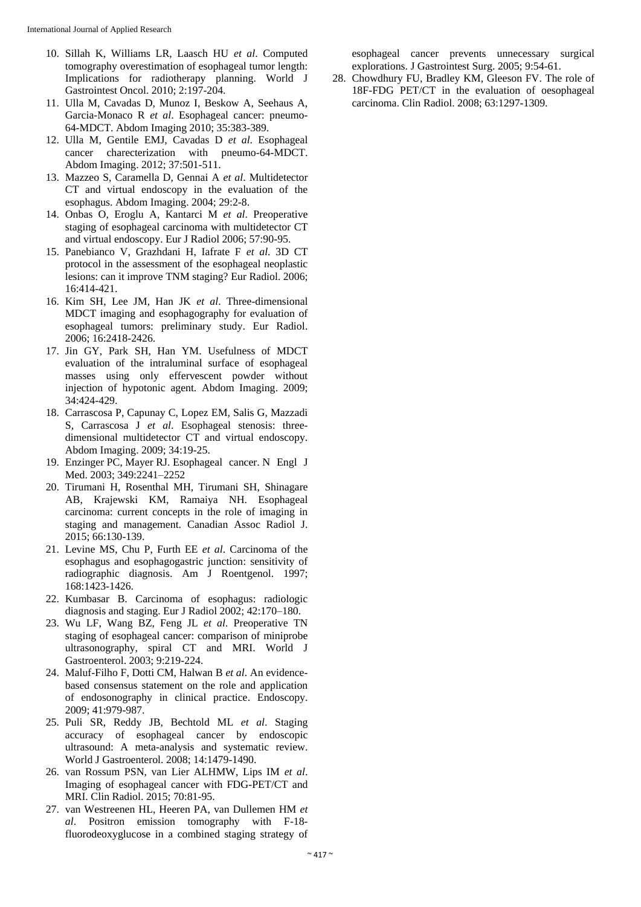10. Sillah K, Williams LR, Laasch HU *et al*. Computed tomography overestimation of esophageal tumor length: Implications for radiotherapy planning. World J Gastrointest Oncol. 2010; 2:197-204.
11. Ulla M, Cavadas D, Munoz I, Beskow A, Seehaus A, Garcia-Monaco R *et al*. Esophageal cancer: pneumo-64-MDCT. Abdom Imaging 2010; 35:383-389.
12. Ulla M, Gentile EMJ, Cavadas D *et al*. Esophageal cancer charecterization with pneumo-64-MDCT. Abdom Imaging. 2012; 37:501-511.
13. Mazzeo S, Caramella D, Gennai A *et al*. Multidetector CT and virtual endoscopy in the evaluation of the esophagus. Abdom Imaging. 2004; 29:2-8.
14. Onbas O, Eroglu A, Kantarci M *et al*. Preoperative staging of esophageal carcinoma with multidetector CT and virtual endoscopy. Eur J Radiol 2006; 57:90-95.
15. Panebianco V, Grazhdani H, Iafrate F *et al*. 3D CT protocol in the assessment of the esophageal neoplastic lesions: can it improve TNM staging? Eur Radiol. 2006; 16:414-421.
16. Kim SH, Lee JM, Han JK *et al*. Three-dimensional MDCT imaging and esophagography for evaluation of esophageal tumors: preliminary study. Eur Radiol. 2006; 16:2418-2426.
17. Jin GY, Park SH, Han YM. Usefulness of MDCT evaluation of the intraluminal surface of esophageal masses using only effervescent powder without injection of hypotonic agent. Abdom Imaging. 2009; 34:424-429.
18. Carrascosa P, Capunay C, Lopez EM, Salis G, Mazzadi S, Carrascosa J *et al*. Esophageal stenosis: three-dimensional multidetector CT and virtual endoscopy. Abdom Imaging. 2009; 34:19-25.
19. Enzinger PC, Mayer RJ. Esophageal cancer. N Engl J Med. 2003; 349:2241–2252
20. Tirumani H, Rosenthal MH, Tirumani SH, Shinagare AB, Krajewski KM, Ramaiya NH. Esophageal carcinoma: current concepts in the role of imaging in staging and management. Canadian Assoc Radiol J. 2015; 66:130-139.
21. Levine MS, Chu P, Furth EE *et al*. Carcinoma of the esophagus and esophagogastric junction: sensitivity of radiographic diagnosis. Am J Roentgenol. 1997; 168:1423-1426.
22. Kumbasar B. Carcinoma of esophagus: radiologic diagnosis and staging. Eur J Radiol 2002; 42:170–180.
23. Wu LF, Wang BZ, Feng JL *et al*. Preoperative TN staging of esophageal cancer: comparison of miniprobe ultrasonography, spiral CT and MRI. World J Gastroenterol. 2003; 9:219-224.
24. Maluf-Filho F, Dotti CM, Halwan B *et al*. An evidence-based consensus statement on the role and application of endosonography in clinical practice. Endoscopy. 2009; 41:979-987.
25. Puli SR, Reddy JB, Bechtold ML *et al*. Staging accuracy of esophageal cancer by endoscopic ultrasound: A meta-analysis and systematic review. World J Gastroenterol. 2008; 14:1479-1490.
26. van Rossum PSN, van Lier ALHMW, Lips IM *et al*. Imaging of esophageal cancer with FDG-PET/CT and MRI. Clin Radiol. 2015; 70:81-95.
27. van Westreenen HL, Heeren PA, van Dullemen HM *et al*. Positron emission tomography with F-18-fluorodeoxyglucose in a combined staging strategy of esophageal cancer prevents unnecessary surgical explorations. J Gastrointest Surg. 2005; 9:54-61.
28. Chowdhury FU, Bradley KM, Gleeson FV. The role of 18F-FDG PET/CT in the evaluation of oesophageal carcinoma. Clin Radiol. 2008; 63:1297-1309.